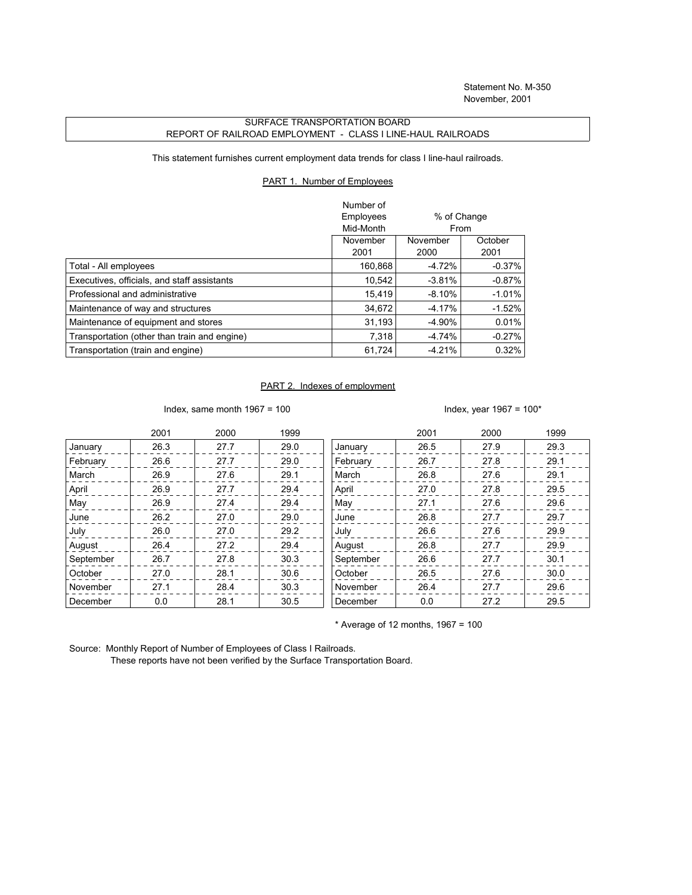Statement No. M-350
November, 2001

SURFACE TRANSPORTATION BOARD
REPORT OF RAILROAD EMPLOYMENT - CLASS I LINE-HAUL RAILROADS

This statement furnishes current employment data trends for class I line-haul railroads.

PART 1. Number of Employees

| | Number of Employees Mid-Month | % of Change From | |
|---|---|---|---|
| | November 2001 | November 2000 | October 2001 |
| Total - All employees | 160,868 | -4.72% | -0.37% |
| Executives, officials, and staff assistants | 10,542 | -3.81% | -0.87% |
| Professional and administrative | 15,419 | -8.10% | -1.01% |
| Maintenance of way and structures | 34,672 | -4.17% | -1.52% |
| Maintenance of equipment and stores | 31,193 | -4.90% | 0.01% |
| Transportation (other than train and engine) | 7,318 | -4.74% | -0.27% |
| Transportation (train and engine) | 61,724 | -4.21% | 0.32% |

PART 2. Indexes of employment

Index, same month 1967 = 100

| | 2001 | 2000 | 1999 |
|---|---|---|---|
| January | 26.3 | 27.7 | 29.0 |
| February | 26.6 | 27.7 | 29.0 |
| March | 26.9 | 27.6 | 29.1 |
| April | 26.9 | 27.7 | 29.4 |
| May | 26.9 | 27.4 | 29.4 |
| June | 26.2 | 27.0 | 29.0 |
| July | 26.0 | 27.0 | 29.2 |
| August | 26.4 | 27.2 | 29.4 |
| September | 26.7 | 27.8 | 30.3 |
| October | 27.0 | 28.1 | 30.6 |
| November | 27.1 | 28.4 | 30.3 |
| December | 0.0 | 28.1 | 30.5 |

Index, year 1967 = 100*

| | 2001 | 2000 | 1999 |
|---|---|---|---|
| January | 26.5 | 27.9 | 29.3 |
| February | 26.7 | 27.8 | 29.1 |
| March | 26.8 | 27.6 | 29.1 |
| April | 27.0 | 27.8 | 29.5 |
| May | 27.1 | 27.6 | 29.6 |
| June | 26.8 | 27.7 | 29.7 |
| July | 26.6 | 27.6 | 29.9 |
| August | 26.8 | 27.7 | 29.9 |
| September | 26.6 | 27.7 | 30.1 |
| October | 26.5 | 27.6 | 30.0 |
| November | 26.4 | 27.7 | 29.6 |
| December | 0.0 | 27.2 | 29.5 |

* Average of 12 months, 1967 = 100

Source: Monthly Report of Number of Employees of Class I Railroads.
These reports have not been verified by the Surface Transportation Board.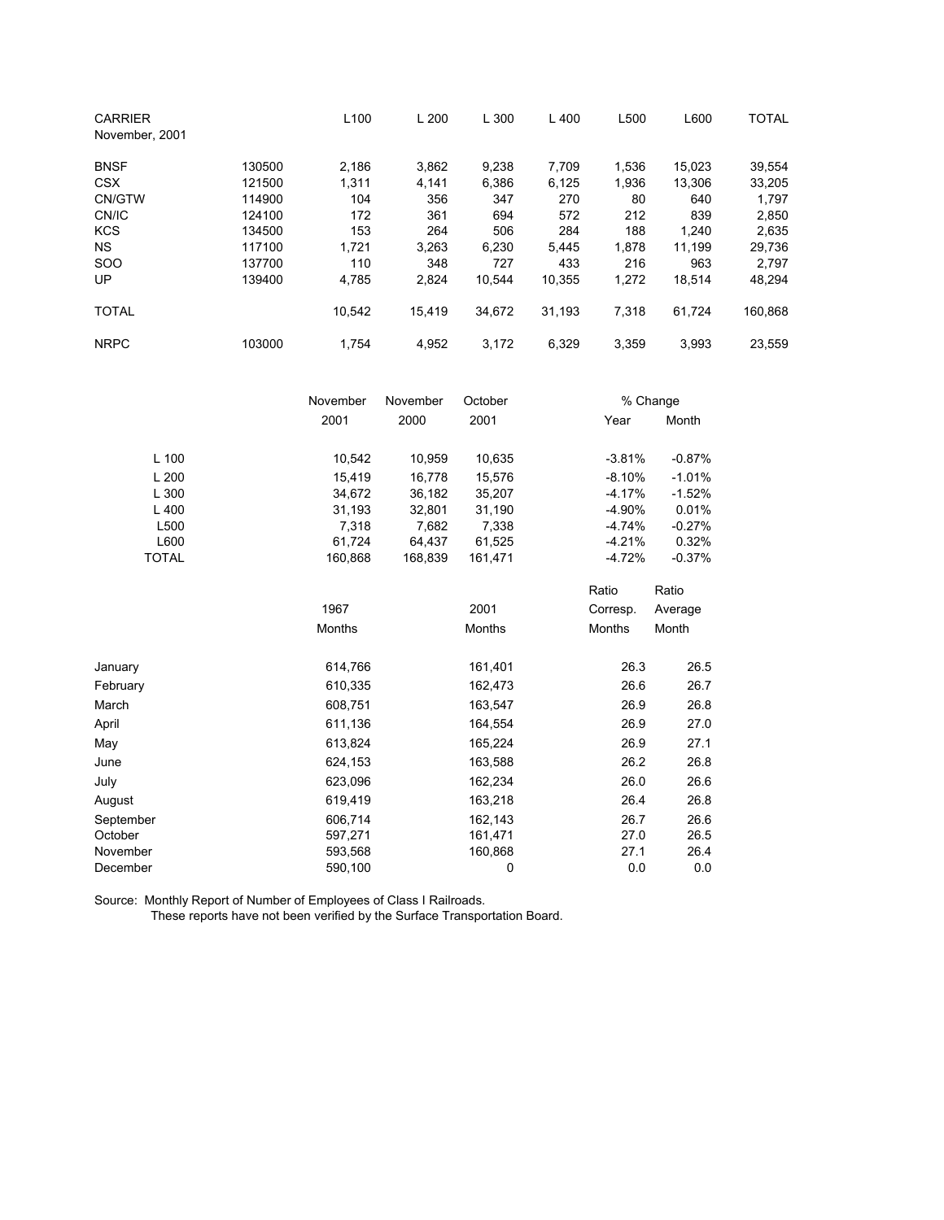| CARRIER<br>November, 2001 | | L100 | L 200 | L 300 | L 400 | L500 | L600 | TOTAL |
|---|---|---|---|---|---|---|---|---|
| BNSF | 130500 | 2,186 | 3,862 | 9,238 | 7,709 | 1,536 | 15,023 | 39,554 |
| CSX | 121500 | 1,311 | 4,141 | 6,386 | 6,125 | 1,936 | 13,306 | 33,205 |
| CN/GTW | 114900 | 104 | 356 | 347 | 270 | 80 | 640 | 1,797 |
| CN/IC | 124100 | 172 | 361 | 694 | 572 | 212 | 839 | 2,850 |
| KCS | 134500 | 153 | 264 | 506 | 284 | 188 | 1,240 | 2,635 |
| NS | 117100 | 1,721 | 3,263 | 6,230 | 5,445 | 1,878 | 11,199 | 29,736 |
| SOO | 137700 | 110 | 348 | 727 | 433 | 216 | 963 | 2,797 |
| UP | 139400 | 4,785 | 2,824 | 10,544 | 10,355 | 1,272 | 18,514 | 48,294 |
| TOTAL | | 10,542 | 15,419 | 34,672 | 31,193 | 7,318 | 61,724 | 160,868 |
| NRPC | 103000 | 1,754 | 4,952 | 3,172 | 6,329 | 3,359 | 3,993 | 23,559 |

| | November 2001 | November 2000 | October 2001 | % Change Year | % Change Month |
|---|---|---|---|---|---|
| L 100 | 10,542 | 10,959 | 10,635 | -3.81% | -0.87% |
| L 200 | 15,419 | 16,778 | 15,576 | -8.10% | -1.01% |
| L 300 | 34,672 | 36,182 | 35,207 | -4.17% | -1.52% |
| L 400 | 31,193 | 32,801 | 31,190 | -4.90% | 0.01% |
| L500 | 7,318 | 7,682 | 7,338 | -4.74% | -0.27% |
| L600 | 61,724 | 64,437 | 61,525 | -4.21% | 0.32% |
| TOTAL | 160,868 | 168,839 | 161,471 | -4.72% | -0.37% |

| | 1967 Months | 2001 Months | Ratio Corresp. Months | Ratio Average Month |
|---|---|---|---|---|
| January | 614,766 | 161,401 | 26.3 | 26.5 |
| February | 610,335 | 162,473 | 26.6 | 26.7 |
| March | 608,751 | 163,547 | 26.9 | 26.8 |
| April | 611,136 | 164,554 | 26.9 | 27.0 |
| May | 613,824 | 165,224 | 26.9 | 27.1 |
| June | 624,153 | 163,588 | 26.2 | 26.8 |
| July | 623,096 | 162,234 | 26.0 | 26.6 |
| August | 619,419 | 163,218 | 26.4 | 26.8 |
| September | 606,714 | 162,143 | 26.7 | 26.6 |
| October | 597,271 | 161,471 | 27.0 | 26.5 |
| November | 593,568 | 160,868 | 27.1 | 26.4 |
| December | 590,100 | 0 | 0.0 | 0.0 |

Source: Monthly Report of Number of Employees of Class I Railroads.
These reports have not been verified by the Surface Transportation Board.